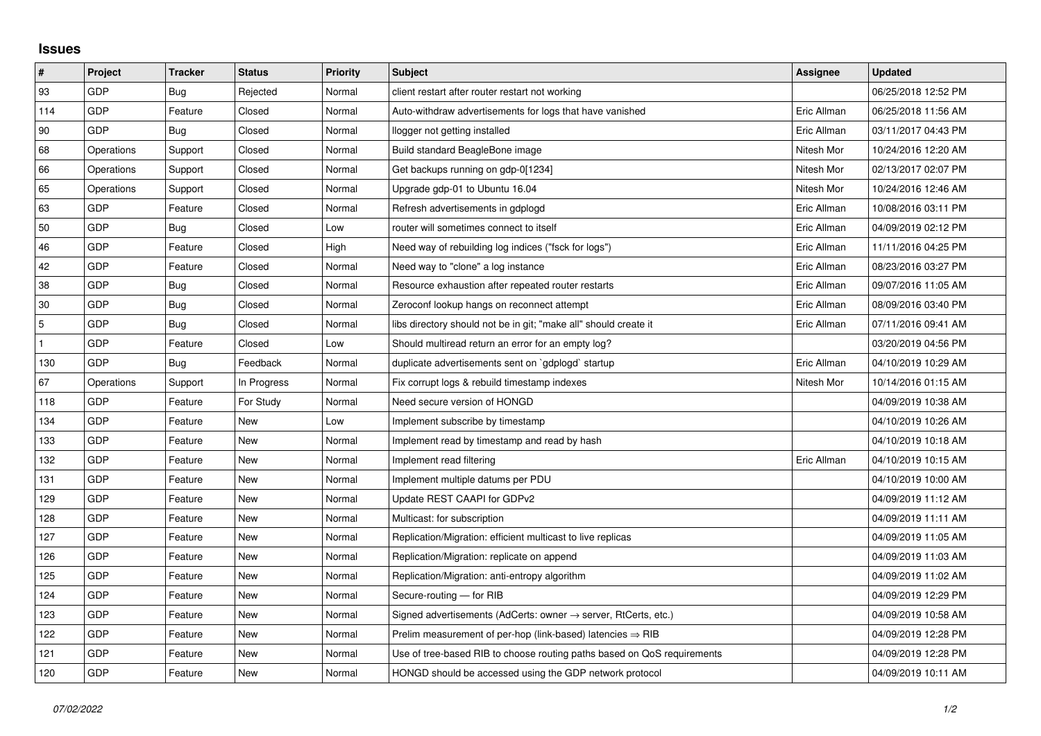# Issues

| # | Project | Tracker | Status | Priority | Subject | Assignee | Updated |
|---|---|---|---|---|---|---|---|
| 93 | GDP | Bug | Rejected | Normal | client restart after router restart not working | | 06/25/2018 12:52 PM |
| 114 | GDP | Feature | Closed | Normal | Auto-withdraw advertisements for logs that have vanished | Eric Allman | 06/25/2018 11:56 AM |
| 90 | GDP | Bug | Closed | Normal | llogger not getting installed | Eric Allman | 03/11/2017 04:43 PM |
| 68 | Operations | Support | Closed | Normal | Build standard BeagleBone image | Nitesh Mor | 10/24/2016 12:20 AM |
| 66 | Operations | Support | Closed | Normal | Get backups running on gdp-0[1234] | Nitesh Mor | 02/13/2017 02:07 PM |
| 65 | Operations | Support | Closed | Normal | Upgrade gdp-01 to Ubuntu 16.04 | Nitesh Mor | 10/24/2016 12:46 AM |
| 63 | GDP | Feature | Closed | Normal | Refresh advertisements in gdplogd | Eric Allman | 10/08/2016 03:11 PM |
| 50 | GDP | Bug | Closed | Low | router will sometimes connect to itself | Eric Allman | 04/09/2019 02:12 PM |
| 46 | GDP | Feature | Closed | High | Need way of rebuilding log indices ("fsck for logs") | Eric Allman | 11/11/2016 04:25 PM |
| 42 | GDP | Feature | Closed | Normal | Need way to "clone" a log instance | Eric Allman | 08/23/2016 03:27 PM |
| 38 | GDP | Bug | Closed | Normal | Resource exhaustion after repeated router restarts | Eric Allman | 09/07/2016 11:05 AM |
| 30 | GDP | Bug | Closed | Normal | Zeroconf lookup hangs on reconnect attempt | Eric Allman | 08/09/2016 03:40 PM |
| 5 | GDP | Bug | Closed | Normal | libs directory should not be in git; "make all" should create it | Eric Allman | 07/11/2016 09:41 AM |
| 1 | GDP | Feature | Closed | Low | Should multiread return an error for an empty log? | | 03/20/2019 04:56 PM |
| 130 | GDP | Bug | Feedback | Normal | duplicate advertisements sent on `gdplogd` startup | Eric Allman | 04/10/2019 10:29 AM |
| 67 | Operations | Support | In Progress | Normal | Fix corrupt logs & rebuild timestamp indexes | Nitesh Mor | 10/14/2016 01:15 AM |
| 118 | GDP | Feature | For Study | Normal | Need secure version of HONGD | | 04/09/2019 10:38 AM |
| 134 | GDP | Feature | New | Low | Implement subscribe by timestamp | | 04/10/2019 10:26 AM |
| 133 | GDP | Feature | New | Normal | Implement read by timestamp and read by hash | | 04/10/2019 10:18 AM |
| 132 | GDP | Feature | New | Normal | Implement read filtering | Eric Allman | 04/10/2019 10:15 AM |
| 131 | GDP | Feature | New | Normal | Implement multiple datums per PDU | | 04/10/2019 10:00 AM |
| 129 | GDP | Feature | New | Normal | Update REST CAAPI for GDPv2 | | 04/09/2019 11:12 AM |
| 128 | GDP | Feature | New | Normal | Multicast: for subscription | | 04/09/2019 11:11 AM |
| 127 | GDP | Feature | New | Normal | Replication/Migration: efficient multicast to live replicas | | 04/09/2019 11:05 AM |
| 126 | GDP | Feature | New | Normal | Replication/Migration: replicate on append | | 04/09/2019 11:03 AM |
| 125 | GDP | Feature | New | Normal | Replication/Migration: anti-entropy algorithm | | 04/09/2019 11:02 AM |
| 124 | GDP | Feature | New | Normal | Secure-routing — for RIB | | 04/09/2019 12:29 PM |
| 123 | GDP | Feature | New | Normal | Signed advertisements (AdCerts: owner → server, RtCerts, etc.) | | 04/09/2019 10:58 AM |
| 122 | GDP | Feature | New | Normal | Prelim measurement of per-hop (link-based) latencies ⇒ RIB | | 04/09/2019 12:28 PM |
| 121 | GDP | Feature | New | Normal | Use of tree-based RIB to choose routing paths based on QoS requirements | | 04/09/2019 12:28 PM |
| 120 | GDP | Feature | New | Normal | HONGD should be accessed using the GDP network protocol | | 04/09/2019 10:11 AM |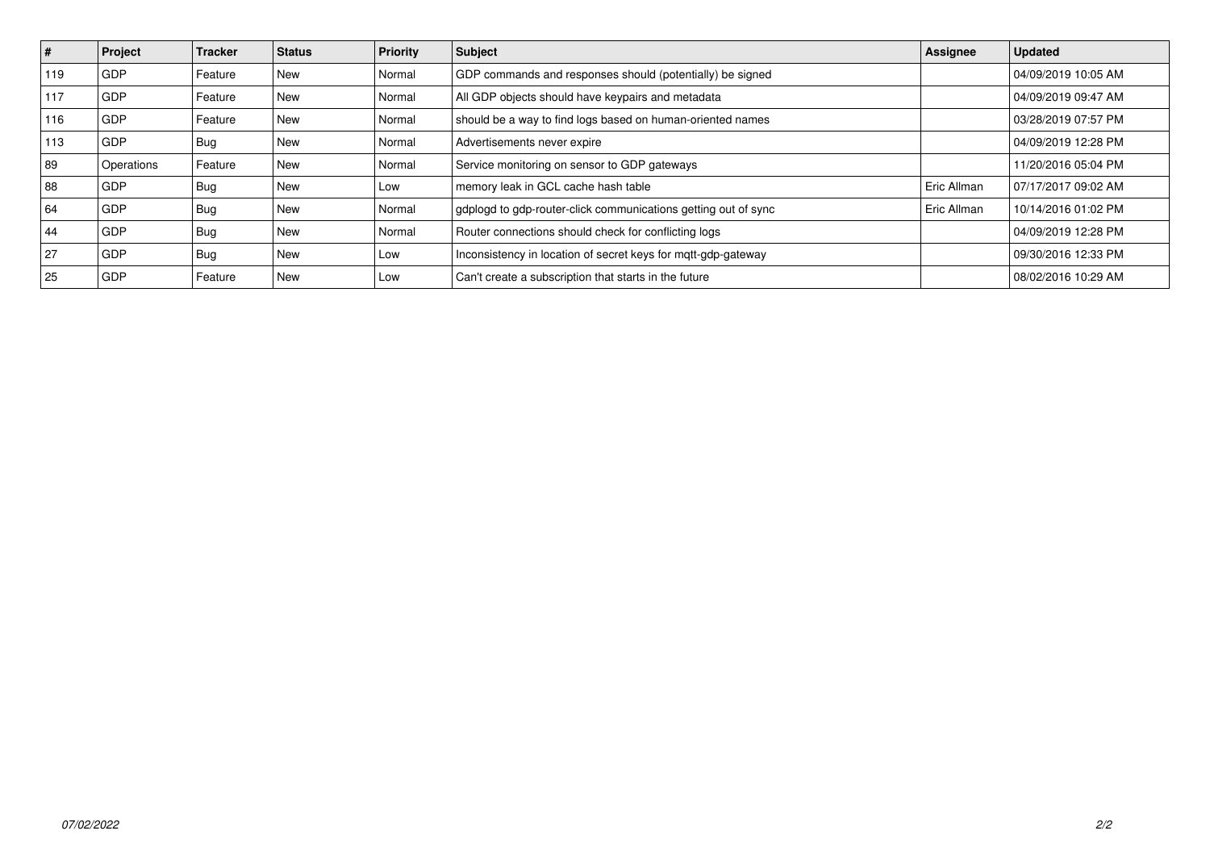| # | Project | Tracker | Status | Priority | Subject | Assignee | Updated |
|---|---|---|---|---|---|---|---|
| 119 | GDP | Feature | New | Normal | GDP commands and responses should (potentially) be signed | | 04/09/2019 10:05 AM |
| 117 | GDP | Feature | New | Normal | All GDP objects should have keypairs and metadata | | 04/09/2019 09:47 AM |
| 116 | GDP | Feature | New | Normal | should be a way to find logs based on human-oriented names | | 03/28/2019 07:57 PM |
| 113 | GDP | Bug | New | Normal | Advertisements never expire | | 04/09/2019 12:28 PM |
| 89 | Operations | Feature | New | Normal | Service monitoring on sensor to GDP gateways | | 11/20/2016 05:04 PM |
| 88 | GDP | Bug | New | Low | memory leak in GCL cache hash table | Eric Allman | 07/17/2017 09:02 AM |
| 64 | GDP | Bug | New | Normal | gdplogd to gdp-router-click communications getting out of sync | Eric Allman | 10/14/2016 01:02 PM |
| 44 | GDP | Bug | New | Normal | Router connections should check for conflicting logs | | 04/09/2019 12:28 PM |
| 27 | GDP | Bug | New | Low | Inconsistency in location of secret keys for mqtt-gdp-gateway | | 09/30/2016 12:33 PM |
| 25 | GDP | Feature | New | Low | Can't create a subscription that starts in the future | | 08/02/2016 10:29 AM |